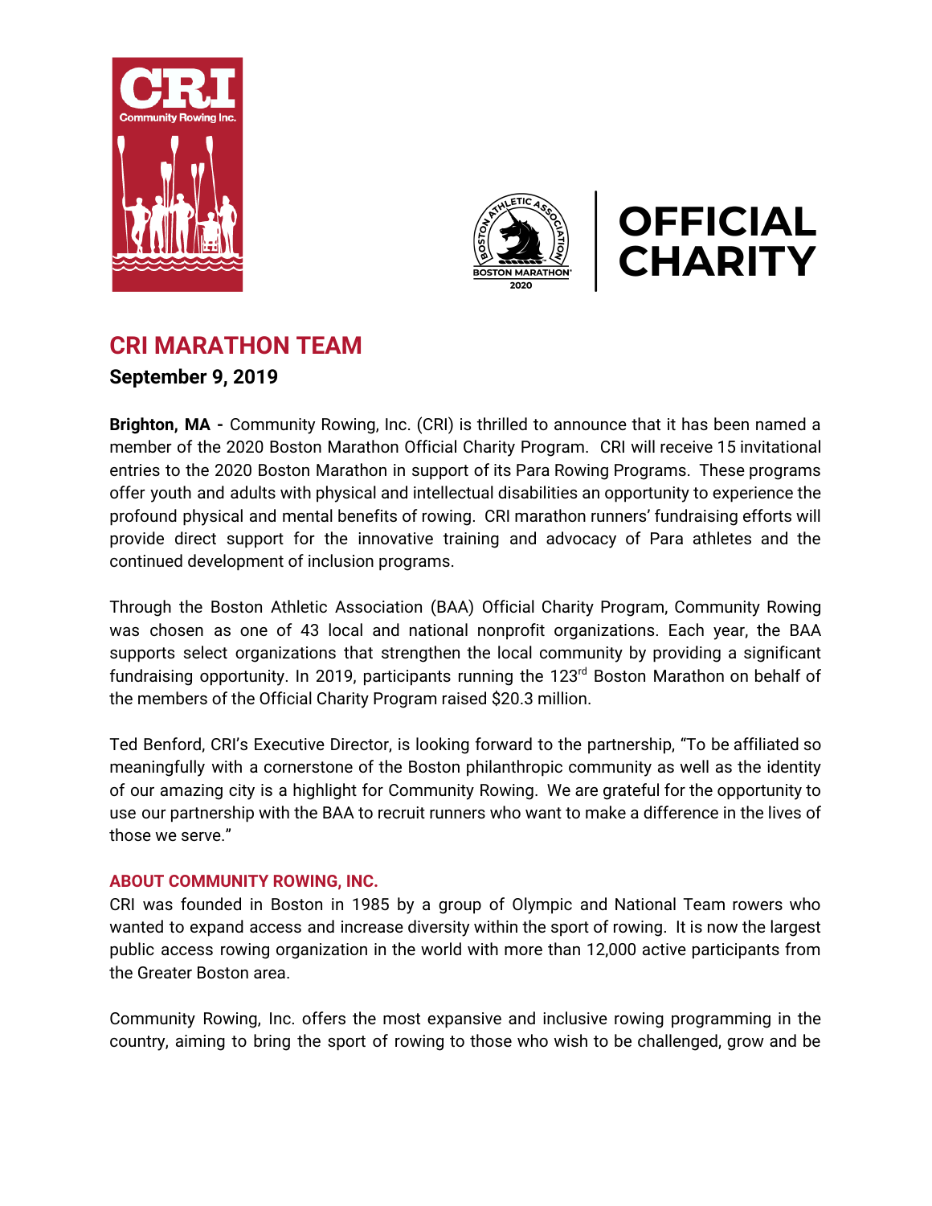# CRI MARATHON TEAM

**September 9, 2019**

**Brighton, MA -** Community Rowing, Inc. (CRI) is thrilled to announce that it has been named a member of the 2020 Boston Marathon Official Charity Program. CRI will receive 15 invitational entries to the 2020 Boston Marathon in support of its Para Rowing Programs. These programs offer youth and adults with physical and intellectual disabilities an opportunity to experience the profound physical and mental benefits of rowing. CRI marathon runners' fundraising efforts will provide direct support for the innovative training and advocacy of Para athletes and the continued development of inclusion programs.

Through the Boston Athletic Association (BAA) Official Charity Program, Community Rowing was chosen as one of 43 local and national nonprofit organizations. Each year, the BAA supports select organizations that strengthen the local community by providing a significant fundraising opportunity. In 2019, participants running the 123rd Boston Marathon on behalf of the members of the Official Charity Program raised $20.3 million.

Ted Benford, CRI's Executive Director, is looking forward to the partnership, "To be affiliated so meaningfully with a cornerstone of the Boston philanthropic community as well as the identity of our amazing city is a highlight for Community Rowing. We are grateful for the opportunity to use our partnership with the BAA to recruit runners who want to make a difference in the lives of those we serve."

## ABOUT COMMUNITY ROWING, INC.

CRI was founded in Boston in 1985 by a group of Olympic and National Team rowers who wanted to expand access and increase diversity within the sport of rowing. It is now the largest public access rowing organization in the world with more than 12,000 active participants from the Greater Boston area.

Community Rowing, Inc. offers the most expansive and inclusive rowing programming in the country, aiming to bring the sport of rowing to those who wish to be challenged, grow and be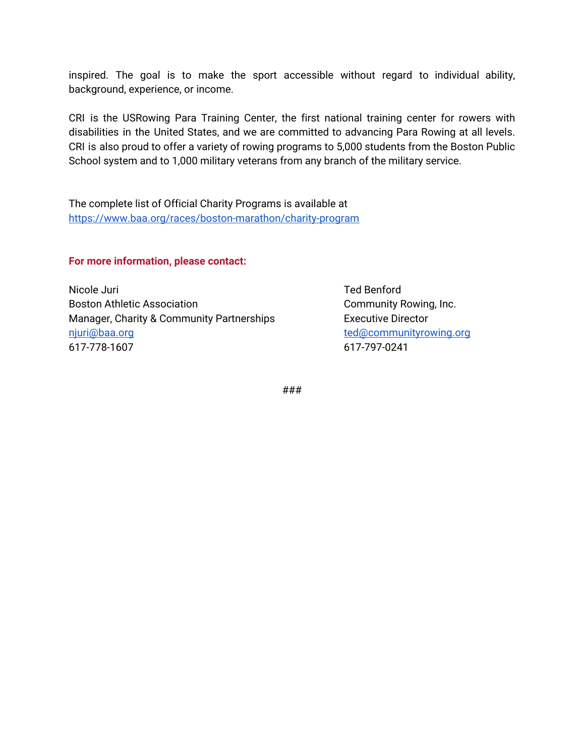inspired. The goal is to make the sport accessible without regard to individual ability, background, experience, or income.

CRI is the USRowing Para Training Center, the first national training center for rowers with disabilities in the United States, and we are committed to advancing Para Rowing at all levels. CRI is also proud to offer a variety of rowing programs to 5,000 students from the Boston Public School system and to 1,000 military veterans from any branch of the military service.

The complete list of Official Charity Programs is available at https://www.baa.org/races/boston-marathon/charity-program

**For more information, please contact:**

Nicole Juri
Boston Athletic Association
Manager, Charity & Community Partnerships
njuri@baa.org
617-778-1607

Ted Benford
Community Rowing, Inc.
Executive Director
ted@communityrowing.org
617-797-0241

###